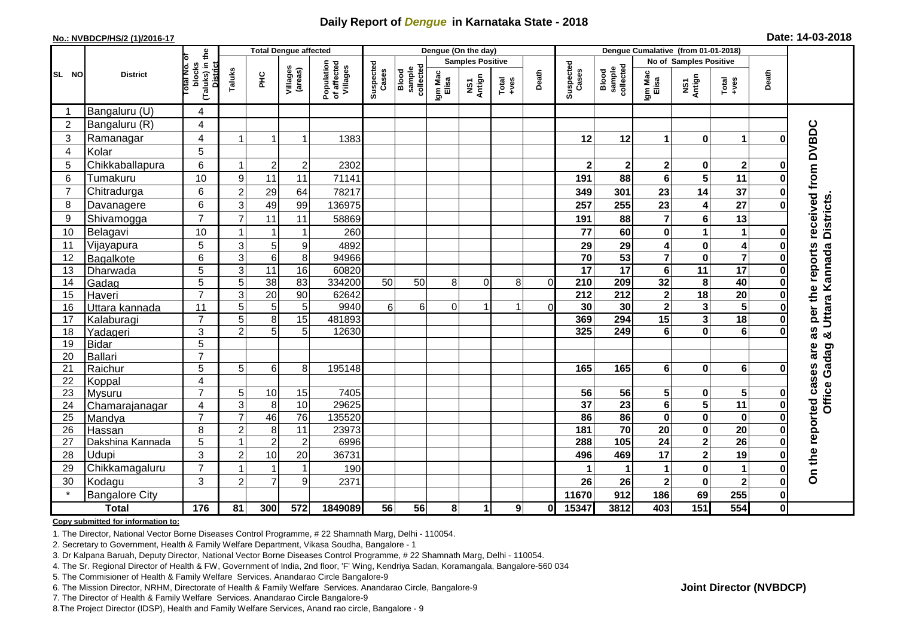# Daily Report of *Dengue* in Karnataka State - 2018

**No.: NVBDCP/HS/2 (1)/2016-17**

**Date: 14-03-2018**

| SL NO | District | Total No. of blocks (Taluks) in the District | Total Dengue affected | | | | Dengue (On the day) | | | | | | | Dengue Cumalative (from 01-01-2018) | | | | | | | |
|---|---|---|---|---|---|---|---|---|---|---|---|---|---|---|---|---|---|---|---|---|
| | | | Taluks | PHC | Villages (areas) | Population of affected Villages | Suspected Cases | Blood sample collected | Samples Positive | | | Death | Suspected Cases | Blood sample collected | No of Samples Positive | | | Death | |
| | | | | | | | | | Igm Mac Elisa | NS1 Antign | Total +ves | | | | Igm Mac Elisa | NS1 Antign | Total +ves | | |
| 1 | Bangaluru (U) | 4 | | | | | | | | | | | | | | | | | On the reported cases are as per the reports received from DVBDC Office Gadag & Uttara Kannada Districts. |
| 2 | Bangaluru (R) | 4 | | | | | | | | | | | | | | | | | |
| 3 | Ramanagar | 4 | 1 | 1 | 1 | 1383 | | | | | | | 12 | 12 | 1 | 0 | 1 | 0 | |
| 4 | Kolar | 5 | | | | | | | | | | | | | | | | | |
| 5 | Chikkaballapura | 6 | 1 | 2 | 2 | 2302 | | | | | | | 2 | 2 | 2 | 0 | 2 | 0 | |
| 6 | Tumakuru | 10 | 9 | 11 | 11 | 71141 | | | | | | | 191 | 88 | 6 | 5 | 11 | 0 | |
| 7 | Chitradurga | 6 | 2 | 29 | 64 | 78217 | | | | | | | 349 | 301 | 23 | 14 | 37 | 0 | |
| 8 | Davanagere | 6 | 3 | 49 | 99 | 136975 | | | | | | | 257 | 255 | 23 | 4 | 27 | 0 | |
| 9 | Shivamogga | 7 | 7 | 11 | 11 | 58869 | | | | | | | 191 | 88 | 7 | 6 | 13 | | |
| 10 | Belagavi | 10 | 1 | 1 | 1 | 260 | | | | | | | 77 | 60 | 0 | 1 | 1 | 0 | |
| 11 | Vijayapura | 5 | 3 | 5 | 9 | 4892 | | | | | | | 29 | 29 | 4 | 0 | 4 | 0 | |
| 12 | Bagalkote | 6 | 3 | 6 | 8 | 94966 | | | | | | | 70 | 53 | 7 | 0 | 7 | 0 | |
| 13 | Dharwada | 5 | 3 | 11 | 16 | 60820 | | | | | | | 17 | 17 | 6 | 11 | 17 | 0 | |
| 14 | Gadag | 5 | 5 | 38 | 83 | 334200 | 50 | 50 | 8 | 0 | 8 | 0 | 210 | 209 | 32 | 8 | 40 | 0 | |
| 15 | Haveri | 7 | 3 | 20 | 90 | 62642 | | | | | | | 212 | 212 | 2 | 18 | 20 | 0 | |
| 16 | Uttara kannada | 11 | 5 | 5 | 5 | 9940 | 6 | 6 | 0 | 1 | 1 | 0 | 30 | 30 | 2 | 3 | 5 | 0 | |
| 17 | Kalaburagi | 7 | 5 | 8 | 15 | 481893 | | | | | | | 369 | 294 | 15 | 3 | 18 | 0 | |
| 18 | Yadageri | 3 | 2 | 5 | 5 | 12630 | | | | | | | 325 | 249 | 6 | 0 | 6 | 0 | |
| 19 | Bidar | 5 | | | | | | | | | | | | | | | | | |
| 20 | Ballari | 7 | | | | | | | | | | | | | | | | | |
| 21 | Raichur | 5 | 5 | 6 | 8 | 195148 | | | | | | | 165 | 165 | 6 | 0 | 6 | 0 | |
| 22 | Koppal | 4 | | | | | | | | | | | | | | | | | |
| 23 | Mysuru | 7 | 5 | 10 | 15 | 7405 | | | | | | | 56 | 56 | 5 | 0 | 5 | 0 | |
| 24 | Chamarajanagar | 4 | 3 | 8 | 10 | 29625 | | | | | | | 37 | 23 | 6 | 5 | 11 | 0 | |
| 25 | Mandya | 7 | 7 | 46 | 76 | 135520 | | | | | | | 86 | 86 | 0 | 0 | 0 | 0 | |
| 26 | Hassan | 8 | 2 | 8 | 11 | 23973 | | | | | | | 181 | 70 | 20 | 0 | 20 | 0 | |
| 27 | Dakshina Kannada | 5 | 1 | 2 | 2 | 6996 | | | | | | | 288 | 105 | 24 | 2 | 26 | 0 | |
| 28 | Udupi | 3 | 2 | 10 | 20 | 36731 | | | | | | | 496 | 469 | 17 | 2 | 19 | 0 | |
| 29 | Chikkamagaluru | 7 | 1 | 1 | 1 | 190 | | | | | | | 1 | 1 | 1 | 0 | 1 | 0 | |
| 30 | Kodagu | 3 | 2 | 7 | 9 | 2371 | | | | | | | 26 | 26 | 2 | 0 | 2 | 0 | |
| * | Bangalore City | | | | | | | | | | | | 11670 | 912 | 186 | 69 | 255 | 0 | |
| | **Total** | **176** | **81** | **300** | **572** | **1849089** | **56** | **56** | **8** | **1** | **9** | **0** | **15347** | **3812** | **403** | **151** | **554** | **0** | |

**Copy submitted for information to:**

1. The Director, National Vector Borne Diseases Control Programme, # 22 Shamnath Marg, Delhi - 110054.
2. Secretary to Government, Health & Family Welfare Department, Vikasa Soudha, Bangalore - 1
3. Dr Kalpana Baruah, Deputy Director, National Vector Borne Diseases Control Programme, # 22 Shamnath Marg, Delhi - 110054.
4. The Sr. Regional Director of Health & FW, Government of India, 2nd floor, 'F' Wing, Kendriya Sadan, Koramangala, Bangalore-560 034
5. The Commisioner of Health & Family Welfare Services. Anandarao Circle Bangalore-9
6. The Mission Director, NRHM, Directorate of Health & Family Welfare Services. Anandarao Circle, Bangalore-9
7. The Director of Health & Family Welfare Services. Anandarao Circle Bangalore-9
8. The Project Director (IDSP), Health and Family Welfare Services, Anand rao circle, Bangalore - 9

**Joint Director (NVBDCP)**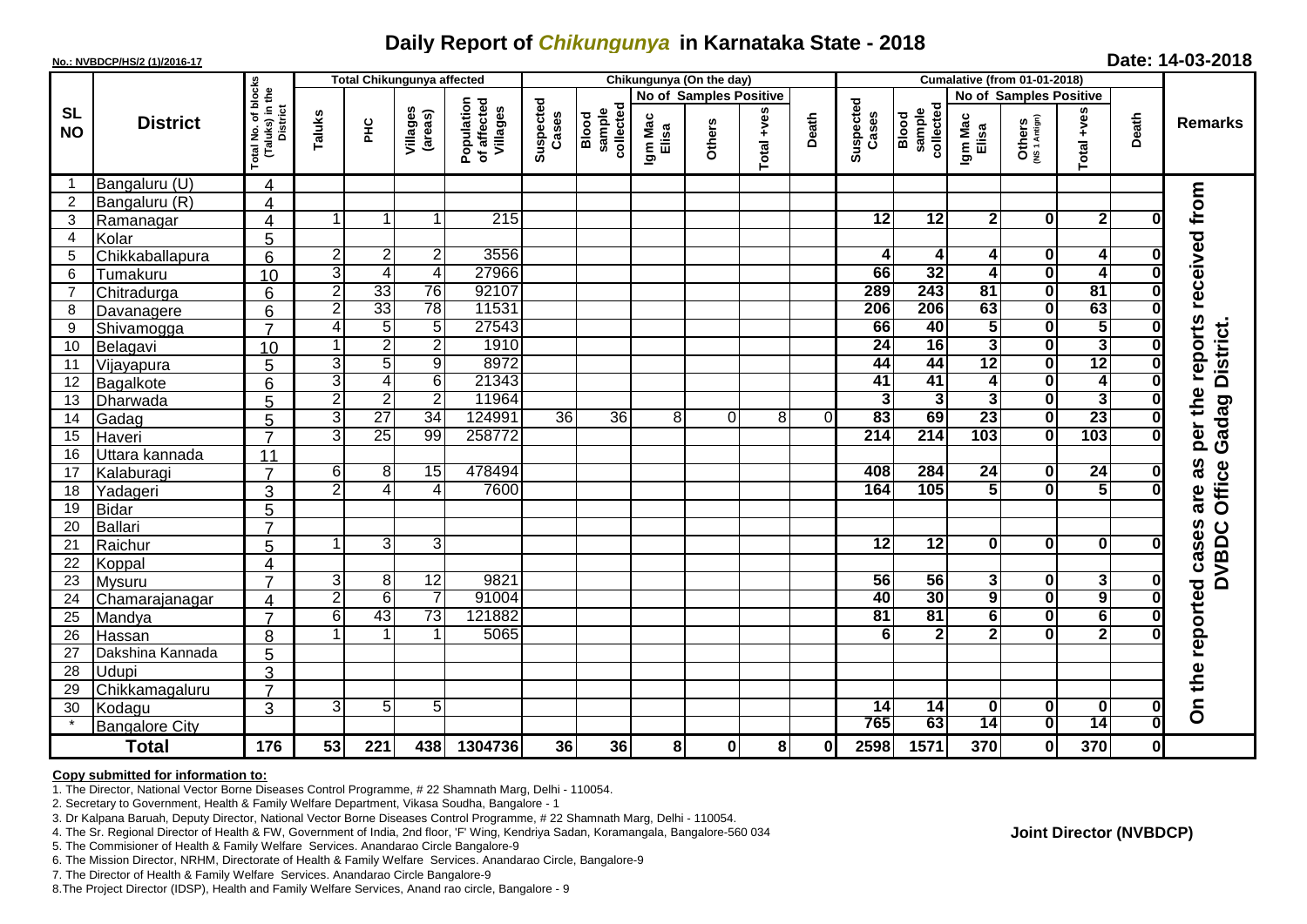# Daily Report of *Chikungunya* in Karnataka State - 2018

**No.: NVBDCP/HS/2 (1)/2016-17**

**Date: 14-03-2018**

| SL NO | District | Total No. of blocks (Taluks) in the District | Total Chikungunya affected | | | | Chikungunya (On the day) | | | | | | Cumalative (from 01-01-2018) | | | | | | | Remarks |
|---|---|---|---|---|---|---|---|---|---|---|---|---|---|---|---|---|---|---|---|---|
| | | | Taluks | PHC | Villages (areas) | Population of affected Villages | Suspected Cases | Blood sample collected | No of Samples Positive | | | Death | Suspected Cases | Blood sample collected | No of Samples Positive | | | Death | |
| | | | | | | | | | Igm Mac Elisa | Others | Total +ves | | | | Igm Mac Elisa | Others (NS 1 Antign) | Total +ves | | |
| 1 | Bangaluru (U) | 4 | | | | | | | | | | | | | | | | | On the reported cases are as per the reports received from DVBDC Office Gadag District. |
| 2 | Bangaluru (R) | 4 | | | | | | | | | | | | | | | | | |
| 3 | Ramanagar | 4 | 1 | 1 | 1 | 215 | | | | | | | 12 | 12 | 2 | 0 | 2 | 0 | |
| 4 | Kolar | 5 | | | | | | | | | | | | | | | | | |
| 5 | Chikkaballapura | 6 | 2 | 2 | 2 | 3556 | | | | | | | 4 | 4 | 4 | 0 | 4 | 0 | |
| 6 | Tumakuru | 10 | 3 | 4 | 4 | 27966 | | | | | | | 66 | 32 | 4 | 0 | 4 | 0 | |
| 7 | Chitradurga | 6 | 2 | 33 | 76 | 92107 | | | | | | | 289 | 243 | 81 | 0 | 81 | 0 | |
| 8 | Davanagere | 6 | 2 | 33 | 78 | 11531 | | | | | | | 206 | 206 | 63 | 0 | 63 | 0 | |
| 9 | Shivamogga | 7 | 4 | 5 | 5 | 27543 | | | | | | | 66 | 40 | 5 | 0 | 5 | 0 | |
| 10 | Belagavi | 10 | 1 | 2 | 2 | 1910 | | | | | | | 24 | 16 | 3 | 0 | 3 | 0 | |
| 11 | Vijayapura | 5 | 3 | 5 | 9 | 8972 | | | | | | | 44 | 44 | 12 | 0 | 12 | 0 | |
| 12 | Bagalkote | 6 | 3 | 4 | 6 | 21343 | | | | | | | 41 | 41 | 4 | 0 | 4 | 0 | |
| 13 | Dharwada | 5 | 2 | 2 | 2 | 11964 | | | | | | | 3 | 3 | 3 | 0 | 3 | 0 | |
| 14 | Gadag | 5 | 3 | 27 | 34 | 124991 | 36 | 36 | 8 | 0 | 8 | 0 | 83 | 69 | 23 | 0 | 23 | 0 | |
| 15 | Haveri | 7 | 3 | 25 | 99 | 258772 | | | | | | | 214 | 214 | 103 | 0 | 103 | 0 | |
| 16 | Uttara kannada | 11 | | | | | | | | | | | | | | | | | |
| 17 | Kalaburagi | 7 | 6 | 8 | 15 | 478494 | | | | | | | 408 | 284 | 24 | 0 | 24 | 0 | |
| 18 | Yadageri | 3 | 2 | 4 | 4 | 7600 | | | | | | | 164 | 105 | 5 | 0 | 5 | 0 | |
| 19 | Bidar | 5 | | | | | | | | | | | | | | | | | |
| 20 | Ballari | 7 | | | | | | | | | | | | | | | | | |
| 21 | Raichur | 5 | 1 | 3 | 3 | | | | | | | | 12 | 12 | 0 | 0 | 0 | 0 | |
| 22 | Koppal | 4 | | | | | | | | | | | | | | | | | |
| 23 | Mysuru | 7 | 3 | 8 | 12 | 9821 | | | | | | | 56 | 56 | 3 | 0 | 3 | 0 | |
| 24 | Chamarajanagar | 4 | 2 | 6 | 7 | 91004 | | | | | | | 40 | 30 | 9 | 0 | 9 | 0 | |
| 25 | Mandya | 7 | 6 | 43 | 73 | 121882 | | | | | | | 81 | 81 | 6 | 0 | 6 | 0 | |
| 26 | Hassan | 8 | 1 | 1 | 1 | 5065 | | | | | | | 6 | 2 | 2 | 0 | 2 | 0 | |
| 27 | Dakshina Kannada | 5 | | | | | | | | | | | | | | | | | |
| 28 | Udupi | 3 | | | | | | | | | | | | | | | | | |
| 29 | Chikkamagaluru | 7 | | | | | | | | | | | | | | | | | |
| 30 | Kodagu | 3 | 3 | 5 | 5 | | | | | | | | 14 | 14 | 0 | 0 | 0 | 0 | |
| * | Bangalore City | | | | | | | | | | | | 765 | 63 | 14 | 0 | 14 | 0 | |
| | **Total** | **176** | **53** | **221** | **438** | **1304736** | **36** | **36** | **8** | **0** | **8** | **0** | **2598** | **1571** | **370** | **0** | **370** | **0** | |

**Copy submitted for information to:**

1. The Director, National Vector Borne Diseases Control Programme, # 22 Shamnath Marg, Delhi - 110054.
2. Secretary to Government, Health & Family Welfare Department, Vikasa Soudha, Bangalore - 1
3. Dr Kalpana Baruah, Deputy Director, National Vector Borne Diseases Control Programme, # 22 Shamnath Marg, Delhi - 110054.
4. The Sr. Regional Director of Health & FW, Government of India, 2nd floor, 'F' Wing, Kendriya Sadan, Koramangala, Bangalore-560 034
5. The Commisioner of Health & Family Welfare Services. Anandarao Circle Bangalore-9
6. The Mission Director, NRHM, Directorate of Health & Family Welfare Services. Anandarao Circle, Bangalore-9
7. The Director of Health & Family Welfare Services. Anandarao Circle Bangalore-9
8. The Project Director (IDSP), Health and Family Welfare Services, Anand rao circle, Bangalore - 9

**Joint Director (NVBDCP)**